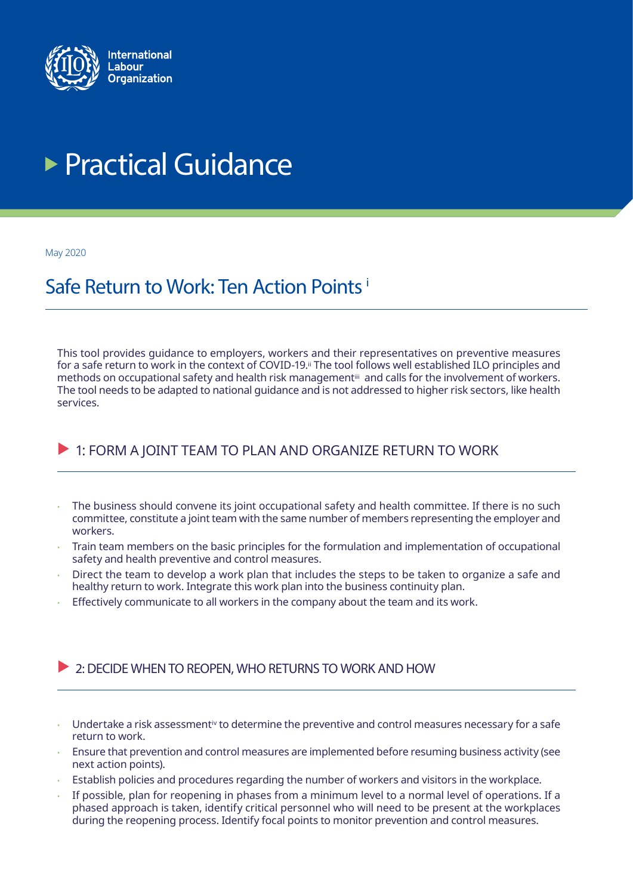International Labour Organization

# Practical Guidance

May 2020

## Safe Return to Work: Ten Action Points [i]

This tool provides guidance to employers, workers and their representatives on preventive measures for a safe return to work in the context of COVID-19.[ii] The tool follows well established ILO principles and methods on occupational safety and health risk management[iii] and calls for the involvement of workers. The tool needs to be adapted to national guidance and is not addressed to higher risk sectors, like health services.

### 1: FORM A JOINT TEAM TO PLAN AND ORGANIZE RETURN TO WORK

- The business should convene its joint occupational safety and health committee. If there is no such committee, constitute a joint team with the same number of members representing the employer and workers.
- Train team members on the basic principles for the formulation and implementation of occupational safety and health preventive and control measures.
- Direct the team to develop a work plan that includes the steps to be taken to organize a safe and healthy return to work. Integrate this work plan into the business continuity plan.
- Effectively communicate to all workers in the company about the team and its work.

### 2: DECIDE WHEN TO REOPEN, WHO RETURNS TO WORK AND HOW

- Undertake a risk assessment[iv] to determine the preventive and control measures necessary for a safe return to work.
- Ensure that prevention and control measures are implemented before resuming business activity (see next action points).
- Establish policies and procedures regarding the number of workers and visitors in the workplace.
- If possible, plan for reopening in phases from a minimum level to a normal level of operations. If a phased approach is taken, identify critical personnel who will need to be present at the workplaces during the reopening process. Identify focal points to monitor prevention and control measures.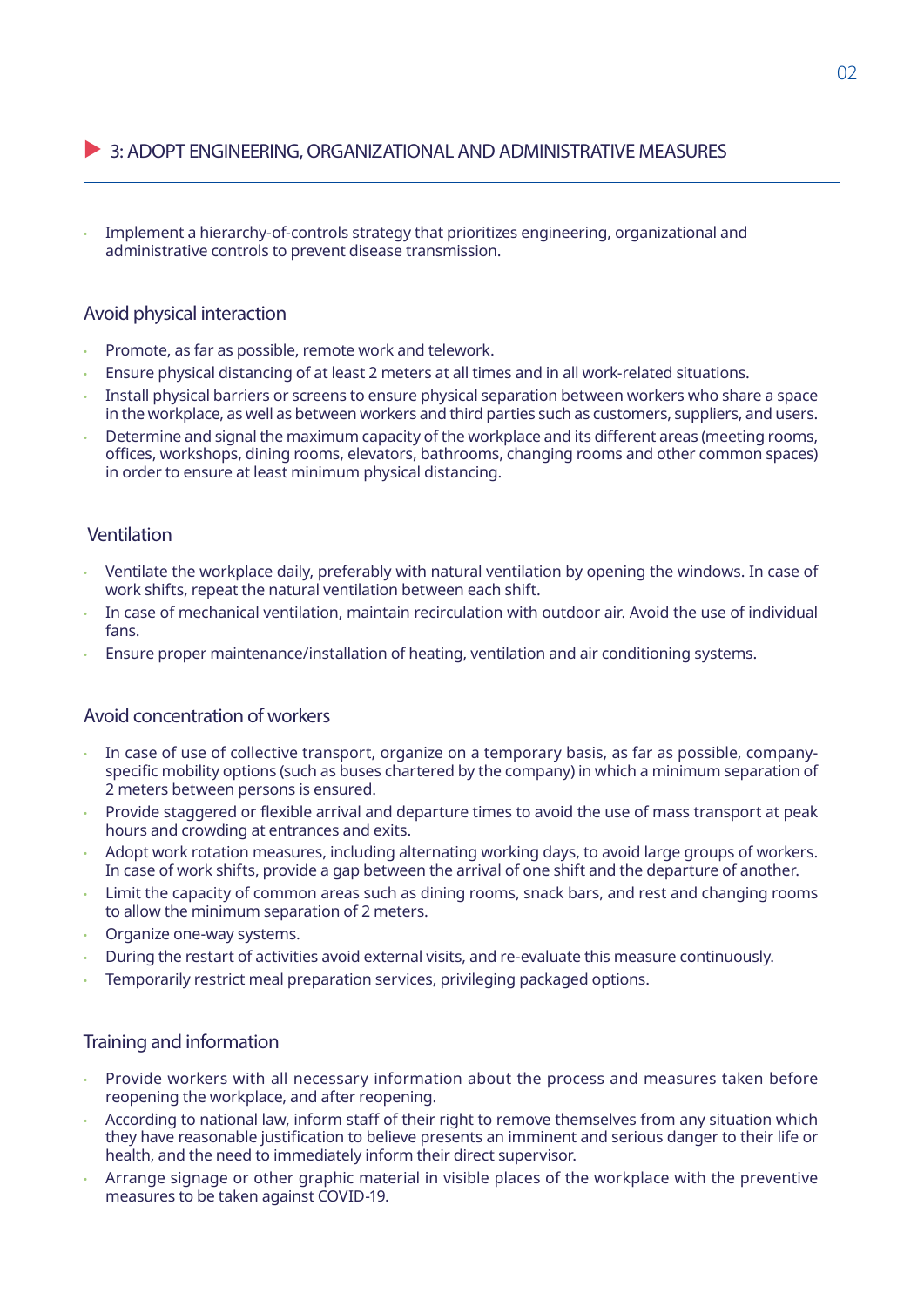## 3: ADOPT ENGINEERING, ORGANIZATIONAL AND ADMINISTRATIVE MEASURES

- Implement a hierarchy-of-controls strategy that prioritizes engineering, organizational and administrative controls to prevent disease transmission.

### Avoid physical interaction

- Promote, as far as possible, remote work and telework.
- Ensure physical distancing of at least 2 meters at all times and in all work-related situations.
- Install physical barriers or screens to ensure physical separation between workers who share a space in the workplace, as well as between workers and third parties such as customers, suppliers, and users.
- Determine and signal the maximum capacity of the workplace and its different areas (meeting rooms, offices, workshops, dining rooms, elevators, bathrooms, changing rooms and other common spaces) in order to ensure at least minimum physical distancing.

### Ventilation

- Ventilate the workplace daily, preferably with natural ventilation by opening the windows. In case of work shifts, repeat the natural ventilation between each shift.
- In case of mechanical ventilation, maintain recirculation with outdoor air. Avoid the use of individual fans.
- Ensure proper maintenance/installation of heating, ventilation and air conditioning systems.

### Avoid concentration of workers

- In case of use of collective transport, organize on a temporary basis, as far as possible, company-specific mobility options (such as buses chartered by the company) in which a minimum separation of 2 meters between persons is ensured.
- Provide staggered or flexible arrival and departure times to avoid the use of mass transport at peak hours and crowding at entrances and exits.
- Adopt work rotation measures, including alternating working days, to avoid large groups of workers. In case of work shifts, provide a gap between the arrival of one shift and the departure of another.
- Limit the capacity of common areas such as dining rooms, snack bars, and rest and changing rooms to allow the minimum separation of 2 meters.
- Organize one-way systems.
- During the restart of activities avoid external visits, and re-evaluate this measure continuously.
- Temporarily restrict meal preparation services, privileging packaged options.

### Training and information

- Provide workers with all necessary information about the process and measures taken before reopening the workplace, and after reopening.
- According to national law, inform staff of their right to remove themselves from any situation which they have reasonable justification to believe presents an imminent and serious danger to their life or health, and the need to immediately inform their direct supervisor.
- Arrange signage or other graphic material in visible places of the workplace with the preventive measures to be taken against COVID-19.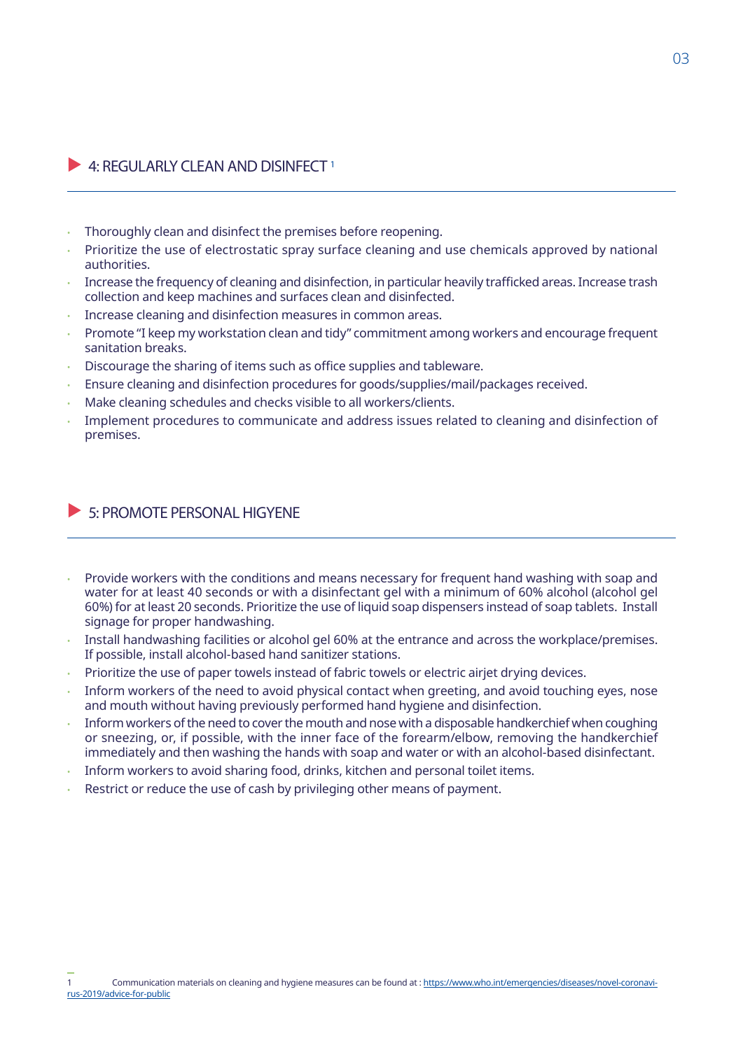## 4: REGULARLY CLEAN AND DISINFECT [1]

- Thoroughly clean and disinfect the premises before reopening.
- Prioritize the use of electrostatic spray surface cleaning and use chemicals approved by national authorities.
- Increase the frequency of cleaning and disinfection, in particular heavily trafficked areas. Increase trash collection and keep machines and surfaces clean and disinfected.
- Increase cleaning and disinfection measures in common areas.
- Promote "I keep my workstation clean and tidy" commitment among workers and encourage frequent sanitation breaks.
- Discourage the sharing of items such as office supplies and tableware.
- Ensure cleaning and disinfection procedures for goods/supplies/mail/packages received.
- Make cleaning schedules and checks visible to all workers/clients.
- Implement procedures to communicate and address issues related to cleaning and disinfection of premises.

## 5: PROMOTE PERSONAL HIGYENE

- Provide workers with the conditions and means necessary for frequent hand washing with soap and water for at least 40 seconds or with a disinfectant gel with a minimum of 60% alcohol (alcohol gel 60%) for at least 20 seconds. Prioritize the use of liquid soap dispensers instead of soap tablets. Install signage for proper handwashing.
- Install handwashing facilities or alcohol gel 60% at the entrance and across the workplace/premises. If possible, install alcohol-based hand sanitizer stations.
- Prioritize the use of paper towels instead of fabric towels or electric airjet drying devices.
- Inform workers of the need to avoid physical contact when greeting, and avoid touching eyes, nose and mouth without having previously performed hand hygiene and disinfection.
- Inform workers of the need to cover the mouth and nose with a disposable handkerchief when coughing or sneezing, or, if possible, with the inner face of the forearm/elbow, removing the handkerchief immediately and then washing the hands with soap and water or with an alcohol-based disinfectant.
- Inform workers to avoid sharing food, drinks, kitchen and personal toilet items.
- Restrict or reduce the use of cash by privileging other means of payment.

---

1 Communication materials on cleaning and hygiene measures can be found at : https://www.who.int/emergencies/diseases/novel-coronavirus-2019/advice-for-public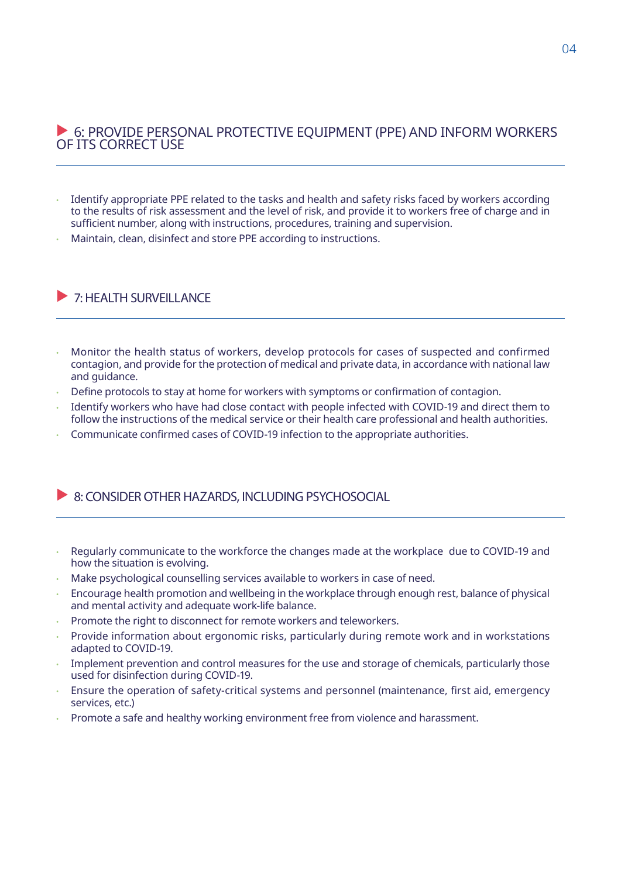## 6: PROVIDE PERSONAL PROTECTIVE EQUIPMENT (PPE) AND INFORM WORKERS OF ITS CORRECT USE

- Identify appropriate PPE related to the tasks and health and safety risks faced by workers according to the results of risk assessment and the level of risk, and provide it to workers free of charge and in sufficient number, along with instructions, procedures, training and supervision.
- Maintain, clean, disinfect and store PPE according to instructions.

## 7: HEALTH SURVEILLANCE

- Monitor the health status of workers, develop protocols for cases of suspected and confirmed contagion, and provide for the protection of medical and private data, in accordance with national law and guidance.
- Define protocols to stay at home for workers with symptoms or confirmation of contagion.
- Identify workers who have had close contact with people infected with COVID-19 and direct them to follow the instructions of the medical service or their health care professional and health authorities.
- Communicate confirmed cases of COVID-19 infection to the appropriate authorities.

## 8: CONSIDER OTHER HAZARDS, INCLUDING PSYCHOSOCIAL

- Regularly communicate to the workforce the changes made at the workplace due to COVID-19 and how the situation is evolving.
- Make psychological counselling services available to workers in case of need.
- Encourage health promotion and wellbeing in the workplace through enough rest, balance of physical and mental activity and adequate work-life balance.
- Promote the right to disconnect for remote workers and teleworkers.
- Provide information about ergonomic risks, particularly during remote work and in workstations adapted to COVID-19.
- Implement prevention and control measures for the use and storage of chemicals, particularly those used for disinfection during COVID-19.
- Ensure the operation of safety-critical systems and personnel (maintenance, first aid, emergency services, etc.)
- Promote a safe and healthy working environment free from violence and harassment.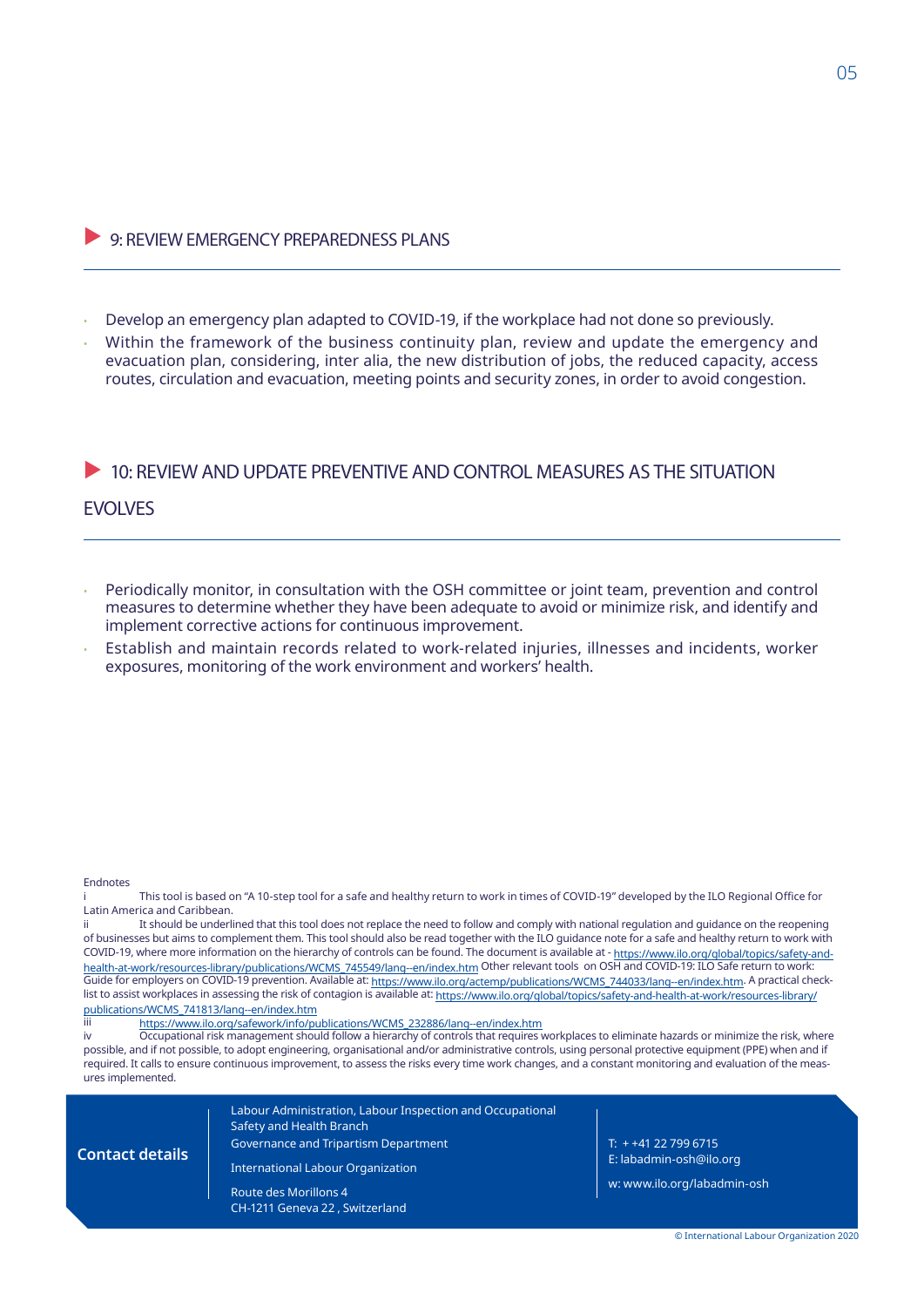## 9: REVIEW EMERGENCY PREPAREDNESS PLANS

- Develop an emergency plan adapted to COVID-19, if the workplace had not done so previously.
- Within the framework of the business continuity plan, review and update the emergency and evacuation plan, considering, inter alia, the new distribution of jobs, the reduced capacity, access routes, circulation and evacuation, meeting points and security zones, in order to avoid congestion.

## 10: REVIEW AND UPDATE PREVENTIVE AND CONTROL MEASURES AS THE SITUATION EVOLVES

- Periodically monitor, in consultation with the OSH committee or joint team, prevention and control measures to determine whether they have been adequate to avoid or minimize risk, and identify and implement corrective actions for continuous improvement.
- Establish and maintain records related to work-related injuries, illnesses and incidents, worker exposures, monitoring of the work environment and workers' health.

Endnotes

i This tool is based on "A 10-step tool for a safe and healthy return to work in times of COVID-19" developed by the ILO Regional Office for Latin America and Caribbean.

ii It should be underlined that this tool does not replace the need to follow and comply with national regulation and guidance on the reopening of businesses but aims to complement them. This tool should also be read together with the ILO guidance note for a safe and healthy return to work with COVID-19, where more information on the hierarchy of controls can be found. The document is available at - https://www.ilo.org/global/topics/safety-and-health-at-work/resources-library/publications/WCMS_745549/lang--en/index.htm Other relevant tools on OSH and COVID-19: ILO Safe return to work: Guide for employers on COVID-19 prevention. Available at: https://www.ilo.org/actemp/publications/WCMS_744033/lang--en/index.htm. A practical check-list to assist workplaces in assessing the risk of contagion is available at: https://www.ilo.org/global/topics/safety-and-health-at-work/resources-library/publications/WCMS_741813/lang--en/index.htm

iii https://www.ilo.org/safework/info/publications/WCMS_232886/lang--en/index.htm

iv Occupational risk management should follow a hierarchy of controls that requires workplaces to eliminate hazards or minimize the risk, where possible, and if not possible, to adopt engineering, organisational and/or administrative controls, using personal protective equipment (PPE) when and if required. It calls to ensure continuous improvement, to assess the risks every time work changes, and a constant monitoring and evaluation of the measures implemented.

**Contact details**

Labour Administration, Labour Inspection and Occupational Safety and Health Branch
Governance and Tripartism Department

International Labour Organization

Route des Morillons 4
CH-1211 Geneva 22 , Switzerland

T: + +41 22 799 6715
E: labadmin-osh@ilo.org

w: www.ilo.org/labadmin-osh

© International Labour Organization 2020